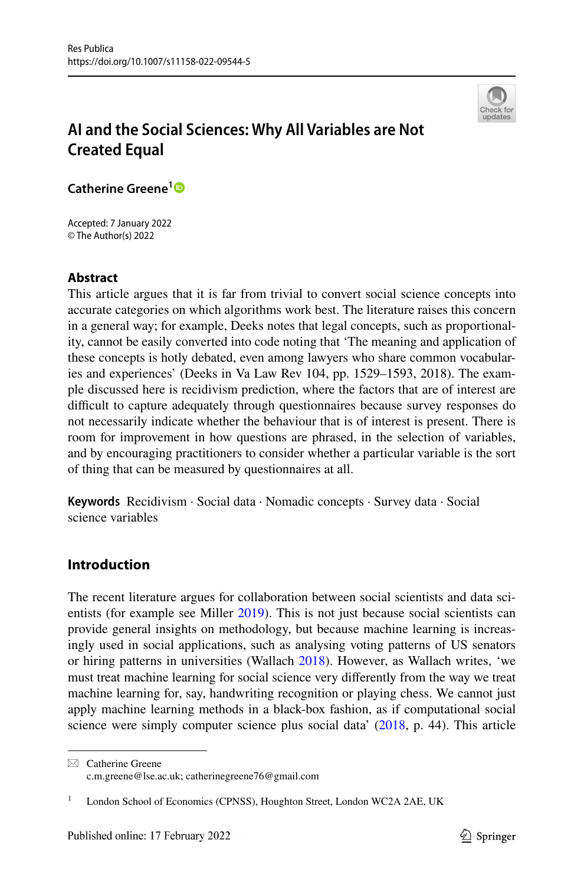# AI and the Social Sciences: Why All Variables are Not Created Equal

**Catherine Greene**[1]

Accepted: 7 January 2022
© The Author(s) 2022

## Abstract

This article argues that it is far from trivial to convert social science concepts into accurate categories on which algorithms work best. The literature raises this concern in a general way; for example, Deeks notes that legal concepts, such as proportionality, cannot be easily converted into code noting that 'The meaning and application of these concepts is hotly debated, even among lawyers who share common vocabularies and experiences' (Deeks in Va Law Rev 104, pp. 1529–1593, 2018). The example discussed here is recidivism prediction, where the factors that are of interest are difficult to capture adequately through questionnaires because survey responses do not necessarily indicate whether the behaviour that is of interest is present. There is room for improvement in how questions are phrased, in the selection of variables, and by encouraging practitioners to consider whether a particular variable is the sort of thing that can be measured by questionnaires at all.

**Keywords** Recidivism · Social data · Nomadic concepts · Survey data · Social science variables

## Introduction

The recent literature argues for collaboration between social scientists and data scientists (for example see Miller 2019). This is not just because social scientists can provide general insights on methodology, but because machine learning is increasingly used in social applications, such as analysing voting patterns of US senators or hiring patterns in universities (Wallach 2018). However, as Wallach writes, 'we must treat machine learning for social science very differently from the way we treat machine learning for, say, handwriting recognition or playing chess. We cannot just apply machine learning methods in a black-box fashion, as if computational social science were simply computer science plus social data' (2018, p. 44). This article

---

✉ Catherine Greene
c.m.greene@lse.ac.uk; catherinegreene76@gmail.com

[1] London School of Economics (CPNSS), Houghton Street, London WC2A 2AE, UK

Published online: 17 February 2022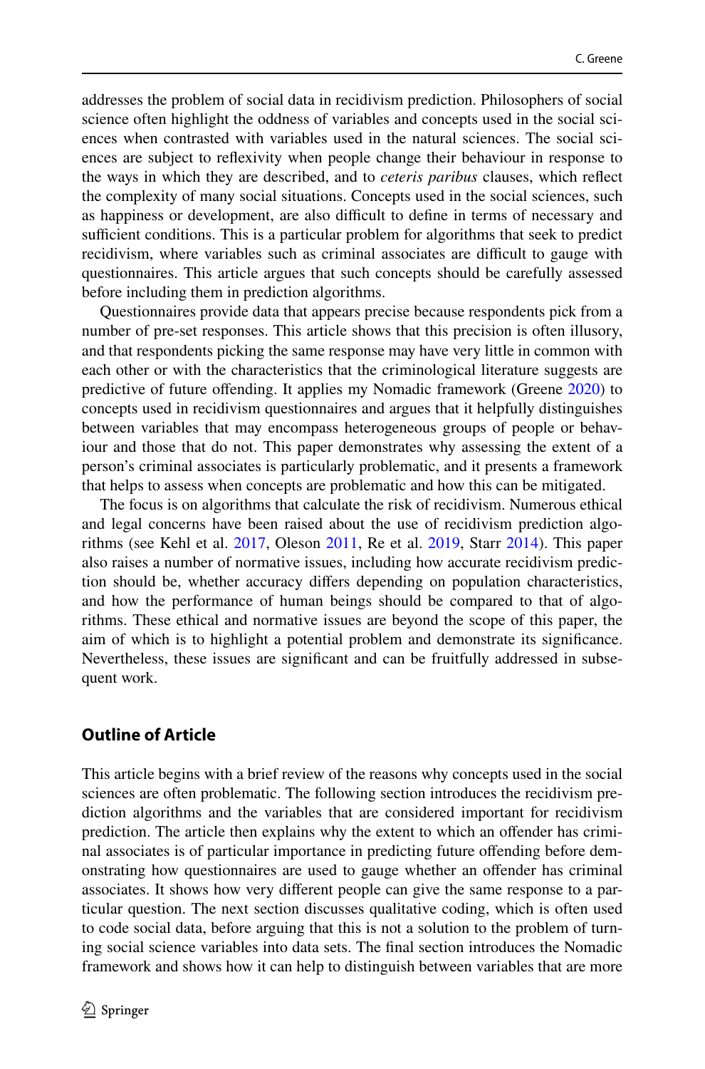addresses the problem of social data in recidivism prediction. Philosophers of social science often highlight the oddness of variables and concepts used in the social sciences when contrasted with variables used in the natural sciences. The social sciences are subject to reflexivity when people change their behaviour in response to the ways in which they are described, and to *ceteris paribus* clauses, which reflect the complexity of many social situations. Concepts used in the social sciences, such as happiness or development, are also difficult to define in terms of necessary and sufficient conditions. This is a particular problem for algorithms that seek to predict recidivism, where variables such as criminal associates are difficult to gauge with questionnaires. This article argues that such concepts should be carefully assessed before including them in prediction algorithms.

Questionnaires provide data that appears precise because respondents pick from a number of pre-set responses. This article shows that this precision is often illusory, and that respondents picking the same response may have very little in common with each other or with the characteristics that the criminological literature suggests are predictive of future offending. It applies my Nomadic framework (Greene 2020) to concepts used in recidivism questionnaires and argues that it helpfully distinguishes between variables that may encompass heterogeneous groups of people or behaviour and those that do not. This paper demonstrates why assessing the extent of a person's criminal associates is particularly problematic, and it presents a framework that helps to assess when concepts are problematic and how this can be mitigated.

The focus is on algorithms that calculate the risk of recidivism. Numerous ethical and legal concerns have been raised about the use of recidivism prediction algorithms (see Kehl et al. 2017, Oleson 2011, Re et al. 2019, Starr 2014). This paper also raises a number of normative issues, including how accurate recidivism prediction should be, whether accuracy differs depending on population characteristics, and how the performance of human beings should be compared to that of algorithms. These ethical and normative issues are beyond the scope of this paper, the aim of which is to highlight a potential problem and demonstrate its significance. Nevertheless, these issues are significant and can be fruitfully addressed in subsequent work.

## Outline of Article

This article begins with a brief review of the reasons why concepts used in the social sciences are often problematic. The following section introduces the recidivism prediction algorithms and the variables that are considered important for recidivism prediction. The article then explains why the extent to which an offender has criminal associates is of particular importance in predicting future offending before demonstrating how questionnaires are used to gauge whether an offender has criminal associates. It shows how very different people can give the same response to a particular question. The next section discusses qualitative coding, which is often used to code social data, before arguing that this is not a solution to the problem of turning social science variables into data sets. The final section introduces the Nomadic framework and shows how it can help to distinguish between variables that are more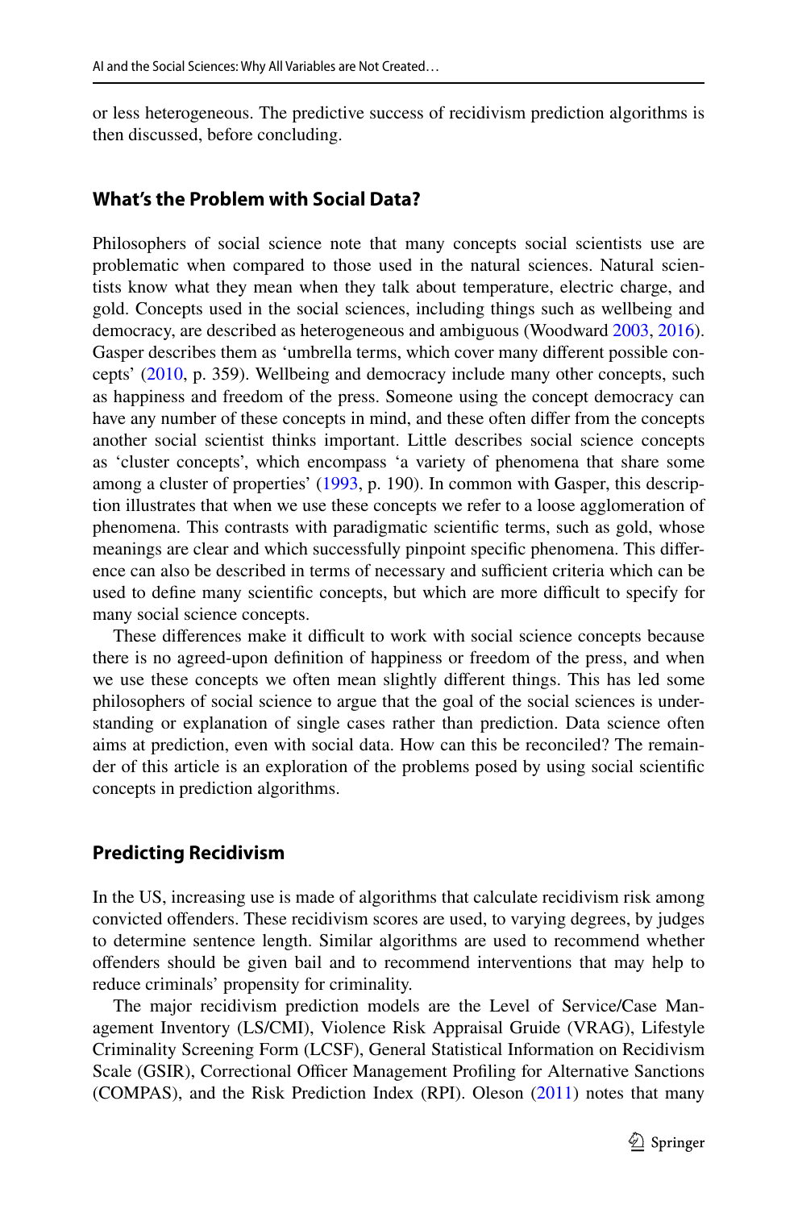or less heterogeneous. The predictive success of recidivism prediction algorithms is then discussed, before concluding.

## What's the Problem with Social Data?

Philosophers of social science note that many concepts social scientists use are problematic when compared to those used in the natural sciences. Natural scientists know what they mean when they talk about temperature, electric charge, and gold. Concepts used in the social sciences, including things such as wellbeing and democracy, are described as heterogeneous and ambiguous (Woodward 2003, 2016). Gasper describes them as 'umbrella terms, which cover many different possible concepts' (2010, p. 359). Wellbeing and democracy include many other concepts, such as happiness and freedom of the press. Someone using the concept democracy can have any number of these concepts in mind, and these often differ from the concepts another social scientist thinks important. Little describes social science concepts as 'cluster concepts', which encompass 'a variety of phenomena that share some among a cluster of properties' (1993, p. 190). In common with Gasper, this description illustrates that when we use these concepts we refer to a loose agglomeration of phenomena. This contrasts with paradigmatic scientific terms, such as gold, whose meanings are clear and which successfully pinpoint specific phenomena. This difference can also be described in terms of necessary and sufficient criteria which can be used to define many scientific concepts, but which are more difficult to specify for many social science concepts.

These differences make it difficult to work with social science concepts because there is no agreed-upon definition of happiness or freedom of the press, and when we use these concepts we often mean slightly different things. This has led some philosophers of social science to argue that the goal of the social sciences is understanding or explanation of single cases rather than prediction. Data science often aims at prediction, even with social data. How can this be reconciled? The remainder of this article is an exploration of the problems posed by using social scientific concepts in prediction algorithms.

## Predicting Recidivism

In the US, increasing use is made of algorithms that calculate recidivism risk among convicted offenders. These recidivism scores are used, to varying degrees, by judges to determine sentence length. Similar algorithms are used to recommend whether offenders should be given bail and to recommend interventions that may help to reduce criminals' propensity for criminality.

The major recidivism prediction models are the Level of Service/Case Management Inventory (LS/CMI), Violence Risk Appraisal Gruide (VRAG), Lifestyle Criminality Screening Form (LCSF), General Statistical Information on Recidivism Scale (GSIR), Correctional Officer Management Profiling for Alternative Sanctions (COMPAS), and the Risk Prediction Index (RPI). Oleson (2011) notes that many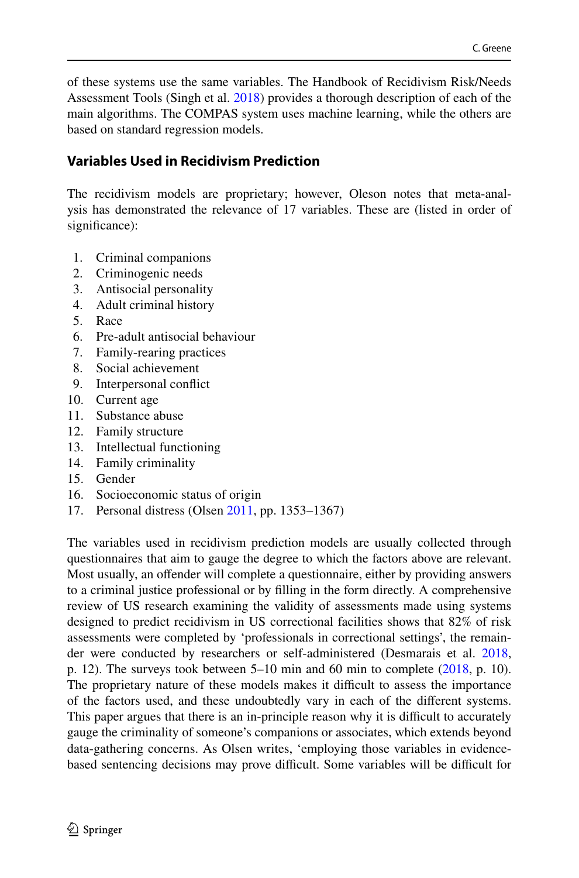of these systems use the same variables. The Handbook of Recidivism Risk/Needs Assessment Tools (Singh et al. 2018) provides a thorough description of each of the main algorithms. The COMPAS system uses machine learning, while the others are based on standard regression models.

## Variables Used in Recidivism Prediction

The recidivism models are proprietary; however, Oleson notes that meta-analysis has demonstrated the relevance of 17 variables. These are (listed in order of significance):

1. Criminal companions
2. Criminogenic needs
3. Antisocial personality
4. Adult criminal history
5. Race
6. Pre-adult antisocial behaviour
7. Family-rearing practices
8. Social achievement
9. Interpersonal conflict
10. Current age
11. Substance abuse
12. Family structure
13. Intellectual functioning
14. Family criminality
15. Gender
16. Socioeconomic status of origin
17. Personal distress (Olsen 2011, pp. 1353–1367)

The variables used in recidivism prediction models are usually collected through questionnaires that aim to gauge the degree to which the factors above are relevant. Most usually, an offender will complete a questionnaire, either by providing answers to a criminal justice professional or by filling in the form directly. A comprehensive review of US research examining the validity of assessments made using systems designed to predict recidivism in US correctional facilities shows that 82% of risk assessments were completed by 'professionals in correctional settings', the remainder were conducted by researchers or self-administered (Desmarais et al. 2018, p. 12). The surveys took between 5–10 min and 60 min to complete (2018, p. 10). The proprietary nature of these models makes it difficult to assess the importance of the factors used, and these undoubtedly vary in each of the different systems. This paper argues that there is an in-principle reason why it is difficult to accurately gauge the criminality of someone's companions or associates, which extends beyond data-gathering concerns. As Olsen writes, 'employing those variables in evidence-based sentencing decisions may prove difficult. Some variables will be difficult for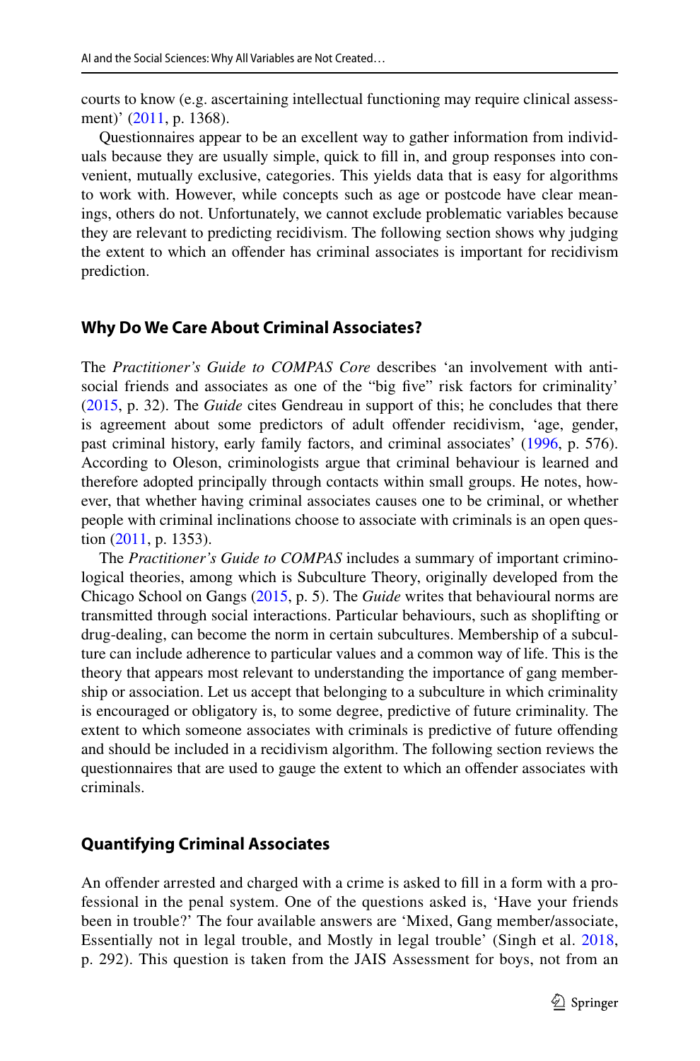courts to know (e.g. ascertaining intellectual functioning may require clinical assessment)' (2011, p. 1368).

Questionnaires appear to be an excellent way to gather information from individuals because they are usually simple, quick to fill in, and group responses into convenient, mutually exclusive, categories. This yields data that is easy for algorithms to work with. However, while concepts such as age or postcode have clear meanings, others do not. Unfortunately, we cannot exclude problematic variables because they are relevant to predicting recidivism. The following section shows why judging the extent to which an offender has criminal associates is important for recidivism prediction.

## Why Do We Care About Criminal Associates?

The *Practitioner's Guide to COMPAS Core* describes 'an involvement with antisocial friends and associates as one of the "big five" risk factors for criminality' (2015, p. 32). The *Guide* cites Gendreau in support of this; he concludes that there is agreement about some predictors of adult offender recidivism, 'age, gender, past criminal history, early family factors, and criminal associates' (1996, p. 576). According to Oleson, criminologists argue that criminal behaviour is learned and therefore adopted principally through contacts within small groups. He notes, however, that whether having criminal associates causes one to be criminal, or whether people with criminal inclinations choose to associate with criminals is an open question (2011, p. 1353).

The *Practitioner's Guide to COMPAS* includes a summary of important criminological theories, among which is Subculture Theory, originally developed from the Chicago School on Gangs (2015, p. 5). The *Guide* writes that behavioural norms are transmitted through social interactions. Particular behaviours, such as shoplifting or drug-dealing, can become the norm in certain subcultures. Membership of a subculture can include adherence to particular values and a common way of life. This is the theory that appears most relevant to understanding the importance of gang membership or association. Let us accept that belonging to a subculture in which criminality is encouraged or obligatory is, to some degree, predictive of future criminality. The extent to which someone associates with criminals is predictive of future offending and should be included in a recidivism algorithm. The following section reviews the questionnaires that are used to gauge the extent to which an offender associates with criminals.

## Quantifying Criminal Associates

An offender arrested and charged with a crime is asked to fill in a form with a professional in the penal system. One of the questions asked is, 'Have your friends been in trouble?' The four available answers are 'Mixed, Gang member/associate, Essentially not in legal trouble, and Mostly in legal trouble' (Singh et al. 2018, p. 292). This question is taken from the JAIS Assessment for boys, not from an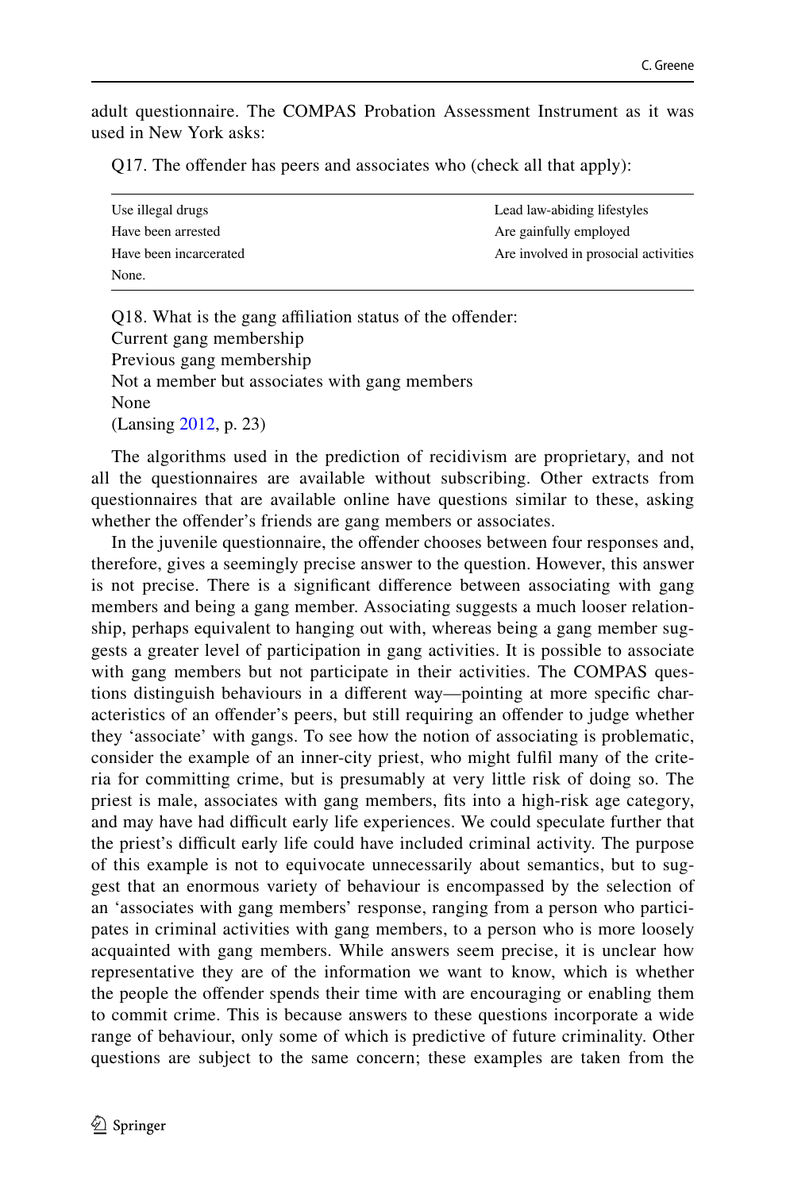adult questionnaire. The COMPAS Probation Assessment Instrument as it was used in New York asks:

Q17. The offender has peers and associates who (check all that apply):

| | |
|---|---|
| Use illegal drugs | Lead law-abiding lifestyles |
| Have been arrested | Are gainfully employed |
| Have been incarcerated | Are involved in prosocial activities |
| None. | |

Q18. What is the gang affiliation status of the offender:
Current gang membership
Previous gang membership
Not a member but associates with gang members
None
(Lansing 2012, p. 23)

The algorithms used in the prediction of recidivism are proprietary, and not all the questionnaires are available without subscribing. Other extracts from questionnaires that are available online have questions similar to these, asking whether the offender's friends are gang members or associates.

In the juvenile questionnaire, the offender chooses between four responses and, therefore, gives a seemingly precise answer to the question. However, this answer is not precise. There is a significant difference between associating with gang members and being a gang member. Associating suggests a much looser relationship, perhaps equivalent to hanging out with, whereas being a gang member suggests a greater level of participation in gang activities. It is possible to associate with gang members but not participate in their activities. The COMPAS questions distinguish behaviours in a different way—pointing at more specific characteristics of an offender's peers, but still requiring an offender to judge whether they 'associate' with gangs. To see how the notion of associating is problematic, consider the example of an inner-city priest, who might fulfil many of the criteria for committing crime, but is presumably at very little risk of doing so. The priest is male, associates with gang members, fits into a high-risk age category, and may have had difficult early life experiences. We could speculate further that the priest's difficult early life could have included criminal activity. The purpose of this example is not to equivocate unnecessarily about semantics, but to suggest that an enormous variety of behaviour is encompassed by the selection of an 'associates with gang members' response, ranging from a person who participates in criminal activities with gang members, to a person who is more loosely acquainted with gang members. While answers seem precise, it is unclear how representative they are of the information we want to know, which is whether the people the offender spends their time with are encouraging or enabling them to commit crime. This is because answers to these questions incorporate a wide range of behaviour, only some of which is predictive of future criminality. Other questions are subject to the same concern; these examples are taken from the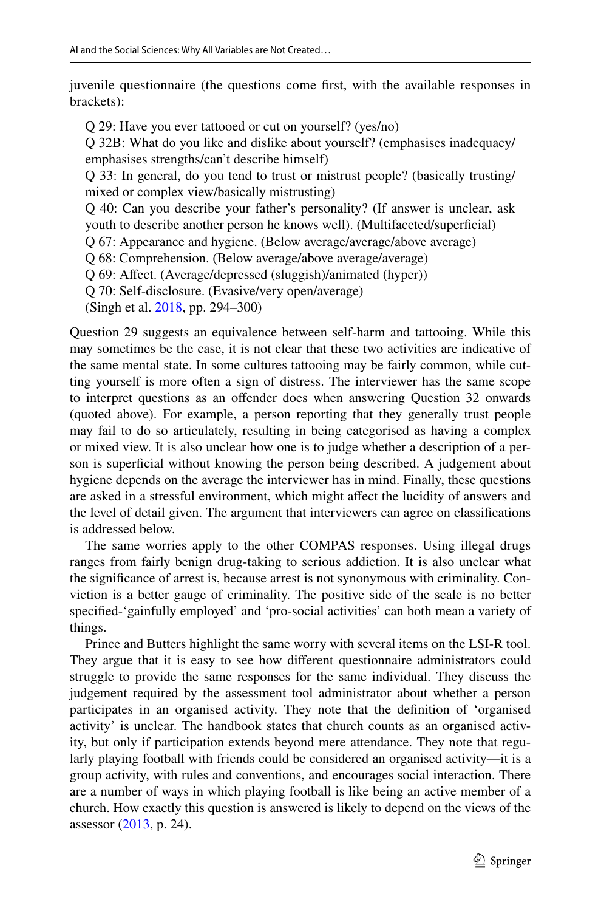juvenile questionnaire (the questions come first, with the available responses in brackets):

> Q 29: Have you ever tattooed or cut on yourself? (yes/no)
> Q 32B: What do you like and dislike about yourself? (emphasises inadequacy/ emphasises strengths/can't describe himself)
> Q 33: In general, do you tend to trust or mistrust people? (basically trusting/ mixed or complex view/basically mistrusting)
> Q 40: Can you describe your father's personality? (If answer is unclear, ask youth to describe another person he knows well). (Multifaceted/superficial)
> Q 67: Appearance and hygiene. (Below average/average/above average)
> Q 68: Comprehension. (Below average/above average/average)
> Q 69: Affect. (Average/depressed (sluggish)/animated (hyper))
> Q 70: Self-disclosure. (Evasive/very open/average)
> (Singh et al. 2018, pp. 294–300)

Question 29 suggests an equivalence between self-harm and tattooing. While this may sometimes be the case, it is not clear that these two activities are indicative of the same mental state. In some cultures tattooing may be fairly common, while cutting yourself is more often a sign of distress. The interviewer has the same scope to interpret questions as an offender does when answering Question 32 onwards (quoted above). For example, a person reporting that they generally trust people may fail to do so articulately, resulting in being categorised as having a complex or mixed view. It is also unclear how one is to judge whether a description of a person is superficial without knowing the person being described. A judgement about hygiene depends on the average the interviewer has in mind. Finally, these questions are asked in a stressful environment, which might affect the lucidity of answers and the level of detail given. The argument that interviewers can agree on classifications is addressed below.

The same worries apply to the other COMPAS responses. Using illegal drugs ranges from fairly benign drug-taking to serious addiction. It is also unclear what the significance of arrest is, because arrest is not synonymous with criminality. Conviction is a better gauge of criminality. The positive side of the scale is no better specified-'gainfully employed' and 'pro-social activities' can both mean a variety of things.

Prince and Butters highlight the same worry with several items on the LSI-R tool. They argue that it is easy to see how different questionnaire administrators could struggle to provide the same responses for the same individual. They discuss the judgement required by the assessment tool administrator about whether a person participates in an organised activity. They note that the definition of 'organised activity' is unclear. The handbook states that church counts as an organised activity, but only if participation extends beyond mere attendance. They note that regularly playing football with friends could be considered an organised activity—it is a group activity, with rules and conventions, and encourages social interaction. There are a number of ways in which playing football is like being an active member of a church. How exactly this question is answered is likely to depend on the views of the assessor (2013, p. 24).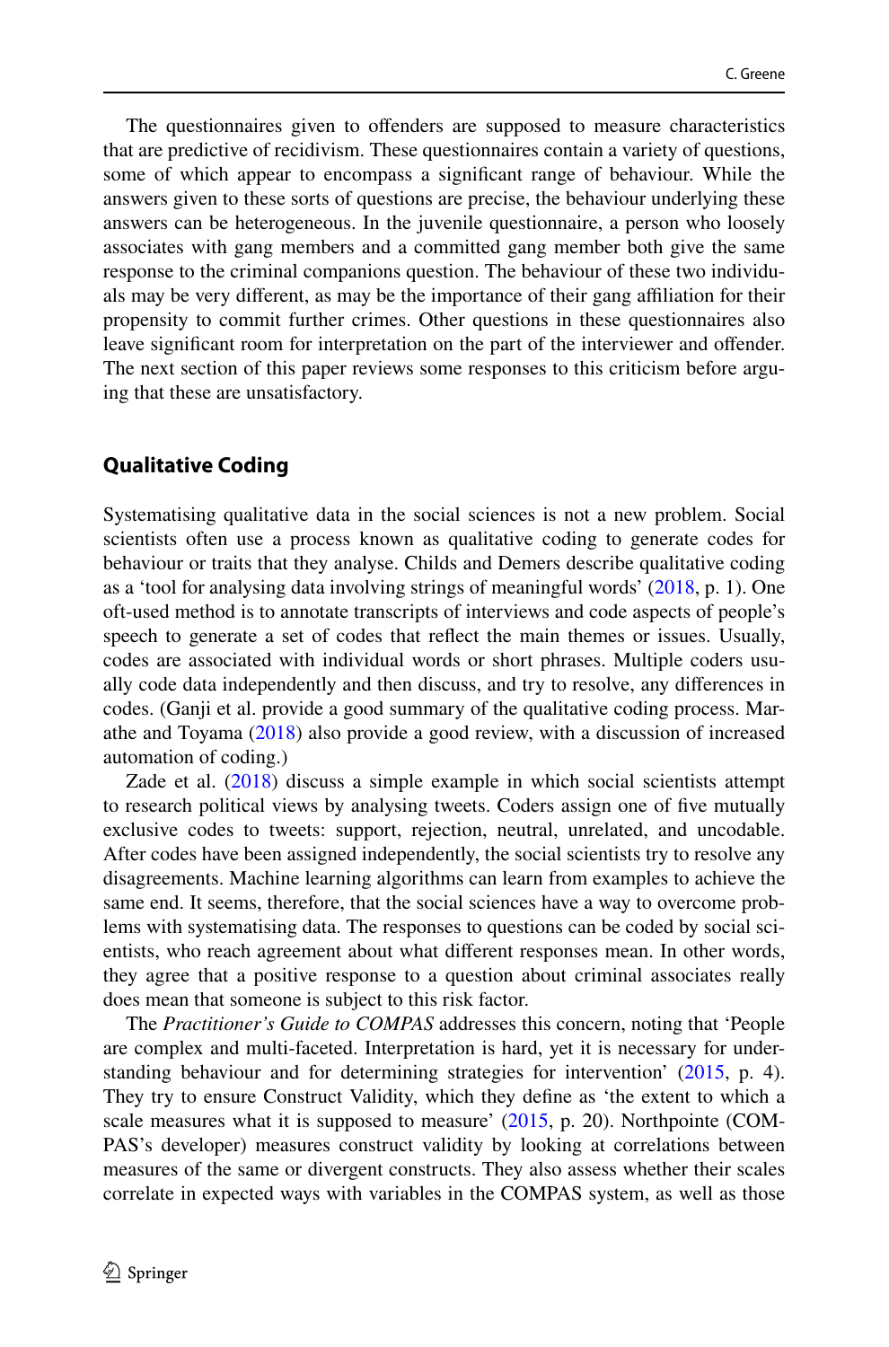The questionnaires given to offenders are supposed to measure characteristics that are predictive of recidivism. These questionnaires contain a variety of questions, some of which appear to encompass a significant range of behaviour. While the answers given to these sorts of questions are precise, the behaviour underlying these answers can be heterogeneous. In the juvenile questionnaire, a person who loosely associates with gang members and a committed gang member both give the same response to the criminal companions question. The behaviour of these two individuals may be very different, as may be the importance of their gang affiliation for their propensity to commit further crimes. Other questions in these questionnaires also leave significant room for interpretation on the part of the interviewer and offender. The next section of this paper reviews some responses to this criticism before arguing that these are unsatisfactory.

## Qualitative Coding

Systematising qualitative data in the social sciences is not a new problem. Social scientists often use a process known as qualitative coding to generate codes for behaviour or traits that they analyse. Childs and Demers describe qualitative coding as a 'tool for analysing data involving strings of meaningful words' (2018, p. 1). One oft-used method is to annotate transcripts of interviews and code aspects of people's speech to generate a set of codes that reflect the main themes or issues. Usually, codes are associated with individual words or short phrases. Multiple coders usually code data independently and then discuss, and try to resolve, any differences in codes. (Ganji et al. provide a good summary of the qualitative coding process. Marathe and Toyama (2018) also provide a good review, with a discussion of increased automation of coding.)

Zade et al. (2018) discuss a simple example in which social scientists attempt to research political views by analysing tweets. Coders assign one of five mutually exclusive codes to tweets: support, rejection, neutral, unrelated, and uncodable. After codes have been assigned independently, the social scientists try to resolve any disagreements. Machine learning algorithms can learn from examples to achieve the same end. It seems, therefore, that the social sciences have a way to overcome problems with systematising data. The responses to questions can be coded by social scientists, who reach agreement about what different responses mean. In other words, they agree that a positive response to a question about criminal associates really does mean that someone is subject to this risk factor.

The *Practitioner's Guide to COMPAS* addresses this concern, noting that 'People are complex and multi-faceted. Interpretation is hard, yet it is necessary for understanding behaviour and for determining strategies for intervention' (2015, p. 4). They try to ensure Construct Validity, which they define as 'the extent to which a scale measures what it is supposed to measure' (2015, p. 20). Northpointe (COMPAS's developer) measures construct validity by looking at correlations between measures of the same or divergent constructs. They also assess whether their scales correlate in expected ways with variables in the COMPAS system, as well as those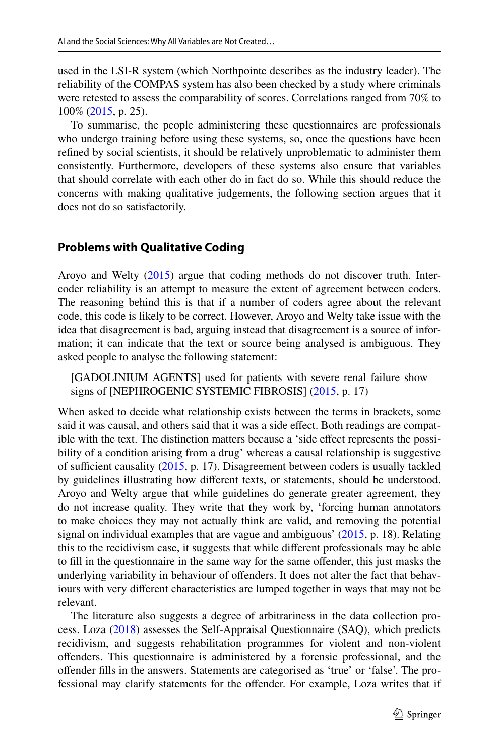used in the LSI-R system (which Northpointe describes as the industry leader). The reliability of the COMPAS system has also been checked by a study where criminals were retested to assess the comparability of scores. Correlations ranged from 70% to 100% (2015, p. 25).

To summarise, the people administering these questionnaires are professionals who undergo training before using these systems, so, once the questions have been refined by social scientists, it should be relatively unproblematic to administer them consistently. Furthermore, developers of these systems also ensure that variables that should correlate with each other do in fact do so. While this should reduce the concerns with making qualitative judgements, the following section argues that it does not do so satisfactorily.

## Problems with Qualitative Coding

Aroyo and Welty (2015) argue that coding methods do not discover truth. Inter-coder reliability is an attempt to measure the extent of agreement between coders. The reasoning behind this is that if a number of coders agree about the relevant code, this code is likely to be correct. However, Aroyo and Welty take issue with the idea that disagreement is bad, arguing instead that disagreement is a source of information; it can indicate that the text or source being analysed is ambiguous. They asked people to analyse the following statement:

> [GADOLINIUM AGENTS] used for patients with severe renal failure show signs of [NEPHROGENIC SYSTEMIC FIBROSIS] (2015, p. 17)

When asked to decide what relationship exists between the terms in brackets, some said it was causal, and others said that it was a side effect. Both readings are compatible with the text. The distinction matters because a 'side effect represents the possibility of a condition arising from a drug' whereas a causal relationship is suggestive of sufficient causality (2015, p. 17). Disagreement between coders is usually tackled by guidelines illustrating how different texts, or statements, should be understood. Aroyo and Welty argue that while guidelines do generate greater agreement, they do not increase quality. They write that they work by, 'forcing human annotators to make choices they may not actually think are valid, and removing the potential signal on individual examples that are vague and ambiguous' (2015, p. 18). Relating this to the recidivism case, it suggests that while different professionals may be able to fill in the questionnaire in the same way for the same offender, this just masks the underlying variability in behaviour of offenders. It does not alter the fact that behaviours with very different characteristics are lumped together in ways that may not be relevant.

The literature also suggests a degree of arbitrariness in the data collection process. Loza (2018) assesses the Self-Appraisal Questionnaire (SAQ), which predicts recidivism, and suggests rehabilitation programmes for violent and non-violent offenders. This questionnaire is administered by a forensic professional, and the offender fills in the answers. Statements are categorised as 'true' or 'false'. The professional may clarify statements for the offender. For example, Loza writes that if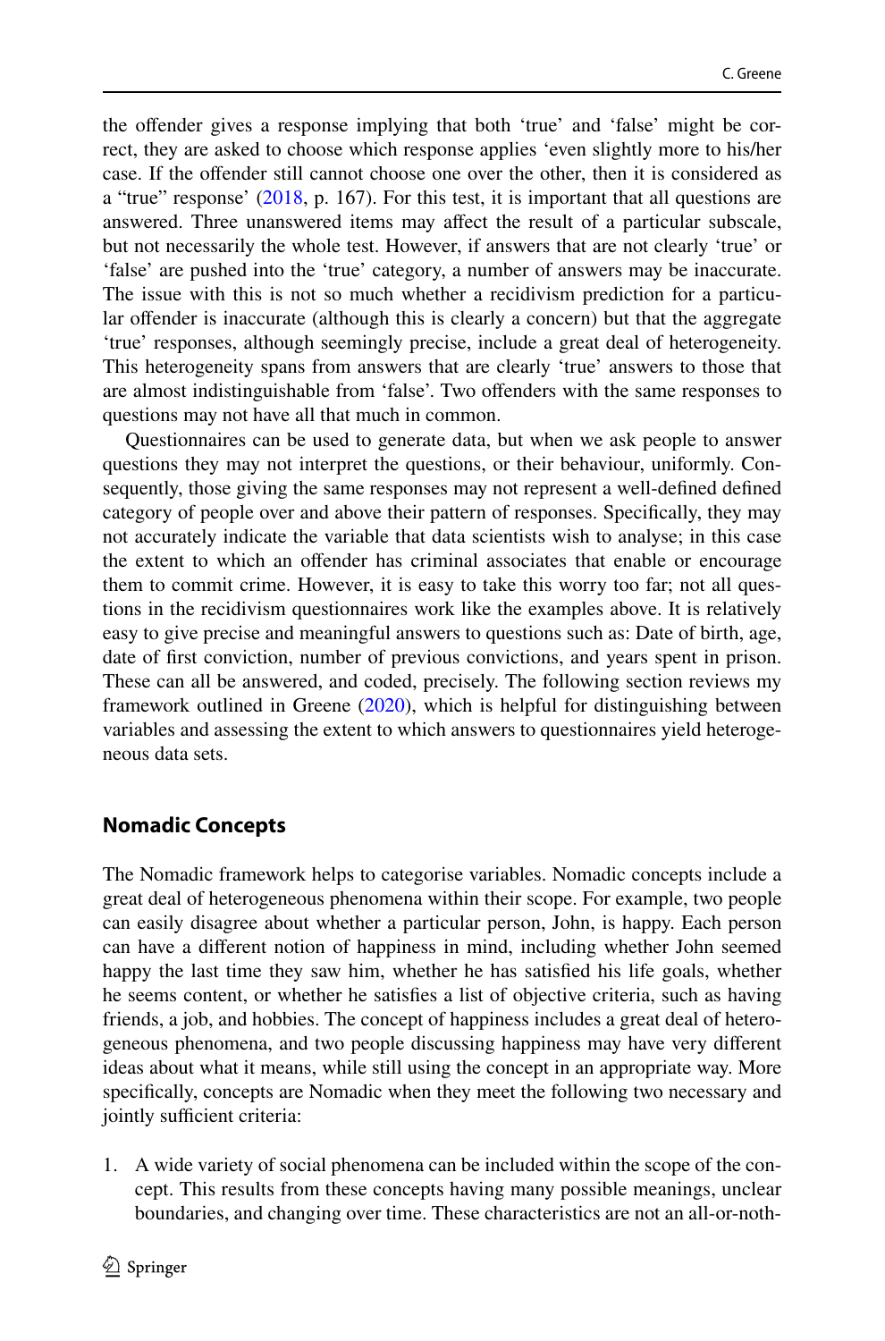the offender gives a response implying that both 'true' and 'false' might be correct, they are asked to choose which response applies 'even slightly more to his/her case. If the offender still cannot choose one over the other, then it is considered as a "true" response' (2018, p. 167). For this test, it is important that all questions are answered. Three unanswered items may affect the result of a particular subscale, but not necessarily the whole test. However, if answers that are not clearly 'true' or 'false' are pushed into the 'true' category, a number of answers may be inaccurate. The issue with this is not so much whether a recidivism prediction for a particular offender is inaccurate (although this is clearly a concern) but that the aggregate 'true' responses, although seemingly precise, include a great deal of heterogeneity. This heterogeneity spans from answers that are clearly 'true' answers to those that are almost indistinguishable from 'false'. Two offenders with the same responses to questions may not have all that much in common.

Questionnaires can be used to generate data, but when we ask people to answer questions they may not interpret the questions, or their behaviour, uniformly. Consequently, those giving the same responses may not represent a well-defined defined category of people over and above their pattern of responses. Specifically, they may not accurately indicate the variable that data scientists wish to analyse; in this case the extent to which an offender has criminal associates that enable or encourage them to commit crime. However, it is easy to take this worry too far; not all questions in the recidivism questionnaires work like the examples above. It is relatively easy to give precise and meaningful answers to questions such as: Date of birth, age, date of first conviction, number of previous convictions, and years spent in prison. These can all be answered, and coded, precisely. The following section reviews my framework outlined in Greene (2020), which is helpful for distinguishing between variables and assessing the extent to which answers to questionnaires yield heterogeneous data sets.

## Nomadic Concepts

The Nomadic framework helps to categorise variables. Nomadic concepts include a great deal of heterogeneous phenomena within their scope. For example, two people can easily disagree about whether a particular person, John, is happy. Each person can have a different notion of happiness in mind, including whether John seemed happy the last time they saw him, whether he has satisfied his life goals, whether he seems content, or whether he satisfies a list of objective criteria, such as having friends, a job, and hobbies. The concept of happiness includes a great deal of heterogeneous phenomena, and two people discussing happiness may have very different ideas about what it means, while still using the concept in an appropriate way. More specifically, concepts are Nomadic when they meet the following two necessary and jointly sufficient criteria:

1. A wide variety of social phenomena can be included within the scope of the concept. This results from these concepts having many possible meanings, unclear boundaries, and changing over time. These characteristics are not an all-or-noth-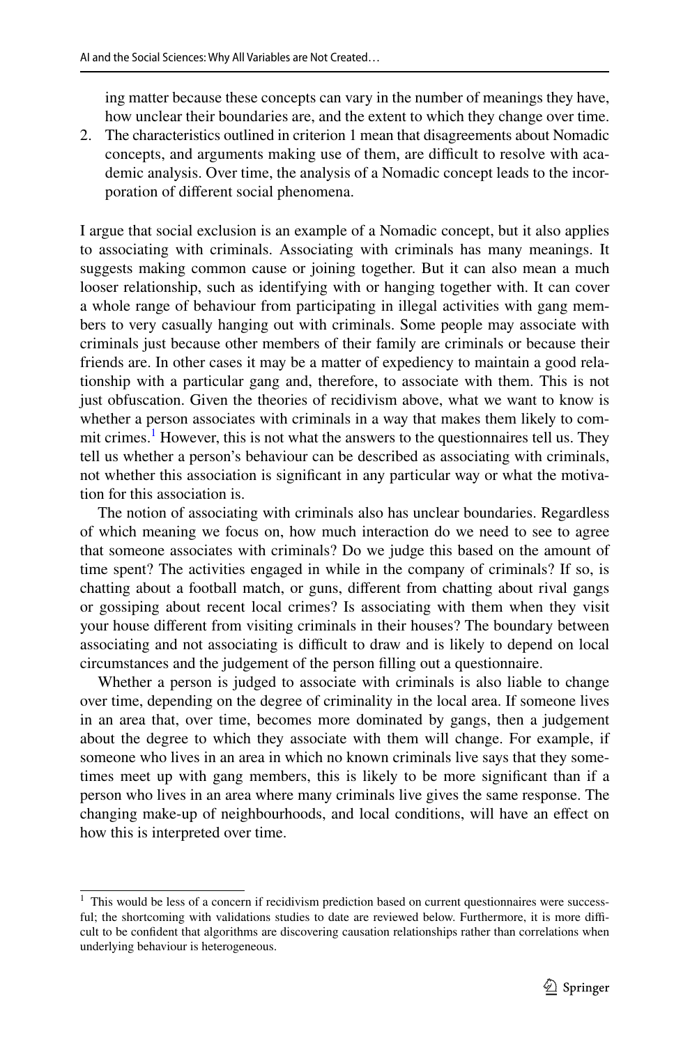ing matter because these concepts can vary in the number of meanings they have, how unclear their boundaries are, and the extent to which they change over time.

2. The characteristics outlined in criterion 1 mean that disagreements about Nomadic concepts, and arguments making use of them, are difficult to resolve with academic analysis. Over time, the analysis of a Nomadic concept leads to the incorporation of different social phenomena.

I argue that social exclusion is an example of a Nomadic concept, but it also applies to associating with criminals. Associating with criminals has many meanings. It suggests making common cause or joining together. But it can also mean a much looser relationship, such as identifying with or hanging together with. It can cover a whole range of behaviour from participating in illegal activities with gang members to very casually hanging out with criminals. Some people may associate with criminals just because other members of their family are criminals or because their friends are. In other cases it may be a matter of expediency to maintain a good relationship with a particular gang and, therefore, to associate with them. This is not just obfuscation. Given the theories of recidivism above, what we want to know is whether a person associates with criminals in a way that makes them likely to commit crimes.[1] However, this is not what the answers to the questionnaires tell us. They tell us whether a person's behaviour can be described as associating with criminals, not whether this association is significant in any particular way or what the motivation for this association is.

The notion of associating with criminals also has unclear boundaries. Regardless of which meaning we focus on, how much interaction do we need to see to agree that someone associates with criminals? Do we judge this based on the amount of time spent? The activities engaged in while in the company of criminals? If so, is chatting about a football match, or guns, different from chatting about rival gangs or gossiping about recent local crimes? Is associating with them when they visit your house different from visiting criminals in their houses? The boundary between associating and not associating is difficult to draw and is likely to depend on local circumstances and the judgement of the person filling out a questionnaire.

Whether a person is judged to associate with criminals is also liable to change over time, depending on the degree of criminality in the local area. If someone lives in an area that, over time, becomes more dominated by gangs, then a judgement about the degree to which they associate with them will change. For example, if someone who lives in an area in which no known criminals live says that they sometimes meet up with gang members, this is likely to be more significant than if a person who lives in an area where many criminals live gives the same response. The changing make-up of neighbourhoods, and local conditions, will have an effect on how this is interpreted over time.

[1] This would be less of a concern if recidivism prediction based on current questionnaires were successful; the shortcoming with validations studies to date are reviewed below. Furthermore, it is more difficult to be confident that algorithms are discovering causation relationships rather than correlations when underlying behaviour is heterogeneous.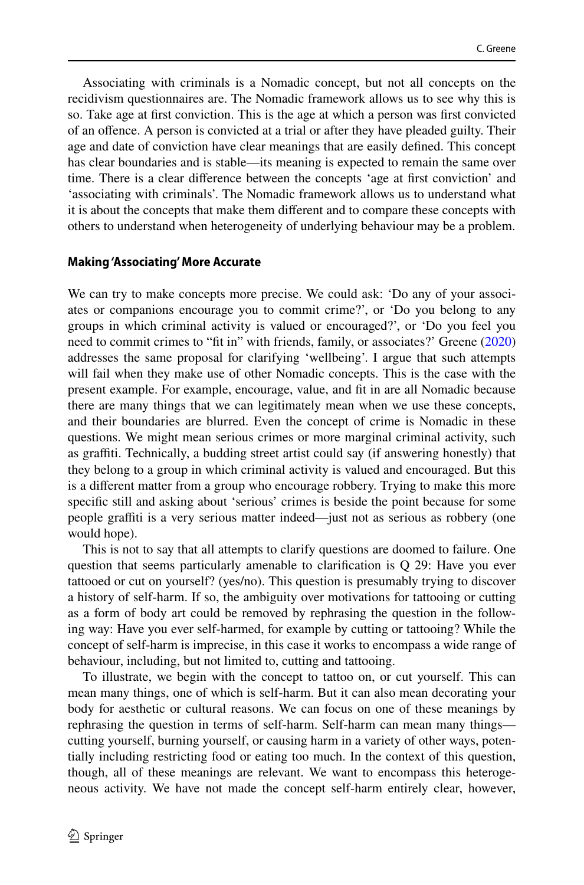Associating with criminals is a Nomadic concept, but not all concepts on the recidivism questionnaires are. The Nomadic framework allows us to see why this is so. Take age at first conviction. This is the age at which a person was first convicted of an offence. A person is convicted at a trial or after they have pleaded guilty. Their age and date of conviction have clear meanings that are easily defined. This concept has clear boundaries and is stable—its meaning is expected to remain the same over time. There is a clear difference between the concepts 'age at first conviction' and 'associating with criminals'. The Nomadic framework allows us to understand what it is about the concepts that make them different and to compare these concepts with others to understand when heterogeneity of underlying behaviour may be a problem.

#### Making 'Associating' More Accurate

We can try to make concepts more precise. We could ask: 'Do any of your associates or companions encourage you to commit crime?', or 'Do you belong to any groups in which criminal activity is valued or encouraged?', or 'Do you feel you need to commit crimes to "fit in" with friends, family, or associates?' Greene (2020) addresses the same proposal for clarifying 'wellbeing'. I argue that such attempts will fail when they make use of other Nomadic concepts. This is the case with the present example. For example, encourage, value, and fit in are all Nomadic because there are many things that we can legitimately mean when we use these concepts, and their boundaries are blurred. Even the concept of crime is Nomadic in these questions. We might mean serious crimes or more marginal criminal activity, such as graffiti. Technically, a budding street artist could say (if answering honestly) that they belong to a group in which criminal activity is valued and encouraged. But this is a different matter from a group who encourage robbery. Trying to make this more specific still and asking about 'serious' crimes is beside the point because for some people graffiti is a very serious matter indeed—just not as serious as robbery (one would hope).

This is not to say that all attempts to clarify questions are doomed to failure. One question that seems particularly amenable to clarification is Q 29: Have you ever tattooed or cut on yourself? (yes/no). This question is presumably trying to discover a history of self-harm. If so, the ambiguity over motivations for tattooing or cutting as a form of body art could be removed by rephrasing the question in the following way: Have you ever self-harmed, for example by cutting or tattooing? While the concept of self-harm is imprecise, in this case it works to encompass a wide range of behaviour, including, but not limited to, cutting and tattooing.

To illustrate, we begin with the concept to tattoo on, or cut yourself. This can mean many things, one of which is self-harm. But it can also mean decorating your body for aesthetic or cultural reasons. We can focus on one of these meanings by rephrasing the question in terms of self-harm. Self-harm can mean many things—cutting yourself, burning yourself, or causing harm in a variety of other ways, potentially including restricting food or eating too much. In the context of this question, though, all of these meanings are relevant. We want to encompass this heterogeneous activity. We have not made the concept self-harm entirely clear, however,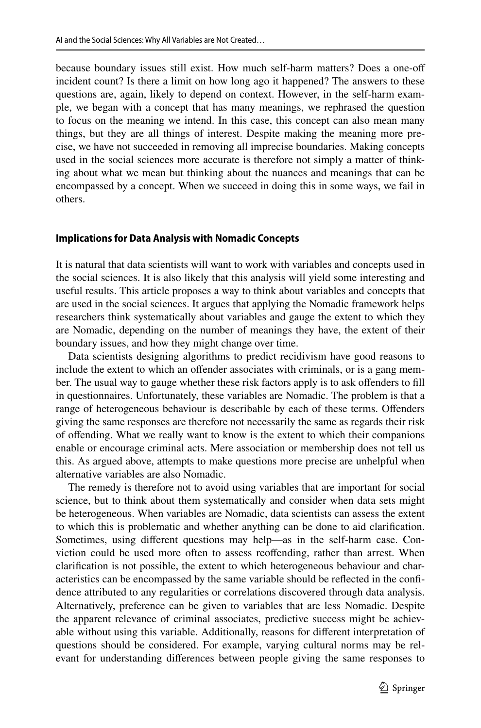because boundary issues still exist. How much self-harm matters? Does a one-off incident count? Is there a limit on how long ago it happened? The answers to these questions are, again, likely to depend on context. However, in the self-harm example, we began with a concept that has many meanings, we rephrased the question to focus on the meaning we intend. In this case, this concept can also mean many things, but they are all things of interest. Despite making the meaning more precise, we have not succeeded in removing all imprecise boundaries. Making concepts used in the social sciences more accurate is therefore not simply a matter of thinking about what we mean but thinking about the nuances and meanings that can be encompassed by a concept. When we succeed in doing this in some ways, we fail in others.

### Implications for Data Analysis with Nomadic Concepts

It is natural that data scientists will want to work with variables and concepts used in the social sciences. It is also likely that this analysis will yield some interesting and useful results. This article proposes a way to think about variables and concepts that are used in the social sciences. It argues that applying the Nomadic framework helps researchers think systematically about variables and gauge the extent to which they are Nomadic, depending on the number of meanings they have, the extent of their boundary issues, and how they might change over time.

Data scientists designing algorithms to predict recidivism have good reasons to include the extent to which an offender associates with criminals, or is a gang member. The usual way to gauge whether these risk factors apply is to ask offenders to fill in questionnaires. Unfortunately, these variables are Nomadic. The problem is that a range of heterogeneous behaviour is describable by each of these terms. Offenders giving the same responses are therefore not necessarily the same as regards their risk of offending. What we really want to know is the extent to which their companions enable or encourage criminal acts. Mere association or membership does not tell us this. As argued above, attempts to make questions more precise are unhelpful when alternative variables are also Nomadic.

The remedy is therefore not to avoid using variables that are important for social science, but to think about them systematically and consider when data sets might be heterogeneous. When variables are Nomadic, data scientists can assess the extent to which this is problematic and whether anything can be done to aid clarification. Sometimes, using different questions may help—as in the self-harm case. Conviction could be used more often to assess reoffending, rather than arrest. When clarification is not possible, the extent to which heterogeneous behaviour and characteristics can be encompassed by the same variable should be reflected in the confidence attributed to any regularities or correlations discovered through data analysis. Alternatively, preference can be given to variables that are less Nomadic. Despite the apparent relevance of criminal associates, predictive success might be achievable without using this variable. Additionally, reasons for different interpretation of questions should be considered. For example, varying cultural norms may be relevant for understanding differences between people giving the same responses to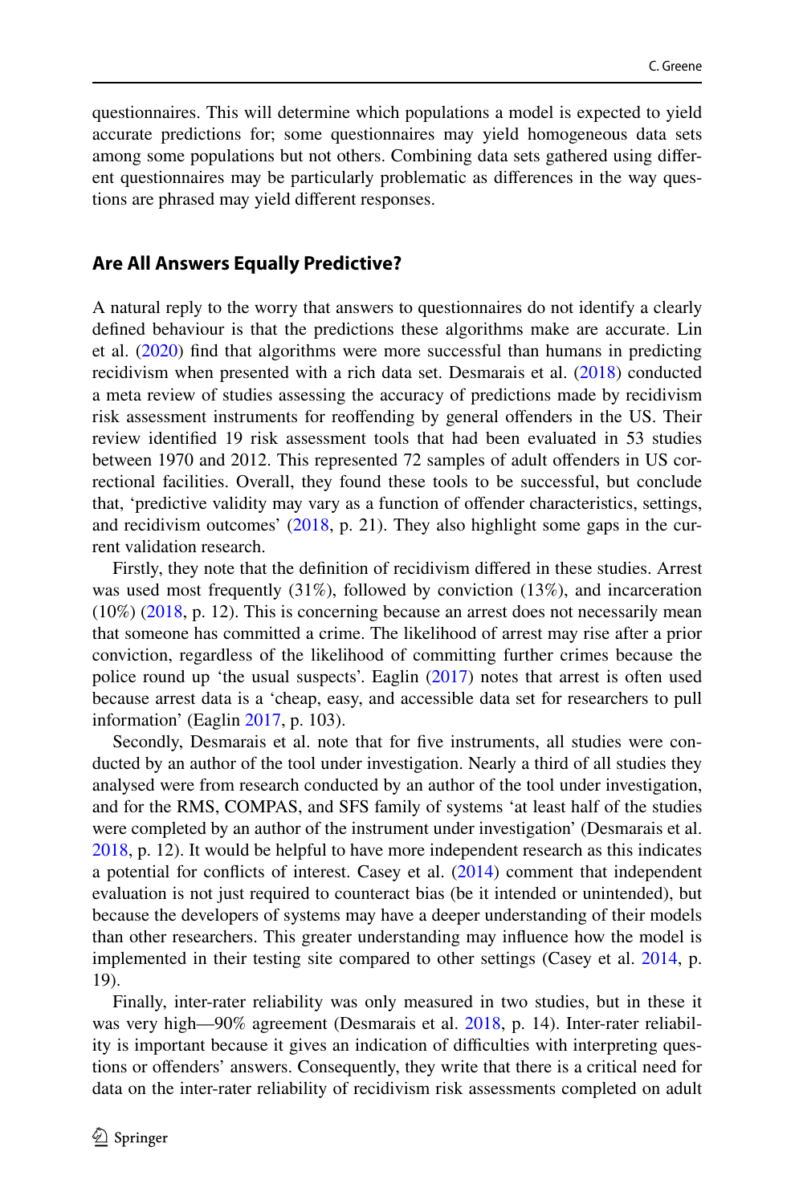questionnaires. This will determine which populations a model is expected to yield accurate predictions for; some questionnaires may yield homogeneous data sets among some populations but not others. Combining data sets gathered using different questionnaires may be particularly problematic as differences in the way questions are phrased may yield different responses.

## Are All Answers Equally Predictive?

A natural reply to the worry that answers to questionnaires do not identify a clearly defined behaviour is that the predictions these algorithms make are accurate. Lin et al. (2020) find that algorithms were more successful than humans in predicting recidivism when presented with a rich data set. Desmarais et al. (2018) conducted a meta review of studies assessing the accuracy of predictions made by recidivism risk assessment instruments for reoffending by general offenders in the US. Their review identified 19 risk assessment tools that had been evaluated in 53 studies between 1970 and 2012. This represented 72 samples of adult offenders in US correctional facilities. Overall, they found these tools to be successful, but conclude that, 'predictive validity may vary as a function of offender characteristics, settings, and recidivism outcomes' (2018, p. 21). They also highlight some gaps in the current validation research.

Firstly, they note that the definition of recidivism differed in these studies. Arrest was used most frequently (31%), followed by conviction (13%), and incarceration (10%) (2018, p. 12). This is concerning because an arrest does not necessarily mean that someone has committed a crime. The likelihood of arrest may rise after a prior conviction, regardless of the likelihood of committing further crimes because the police round up 'the usual suspects'. Eaglin (2017) notes that arrest is often used because arrest data is a 'cheap, easy, and accessible data set for researchers to pull information' (Eaglin 2017, p. 103).

Secondly, Desmarais et al. note that for five instruments, all studies were conducted by an author of the tool under investigation. Nearly a third of all studies they analysed were from research conducted by an author of the tool under investigation, and for the RMS, COMPAS, and SFS family of systems 'at least half of the studies were completed by an author of the instrument under investigation' (Desmarais et al. 2018, p. 12). It would be helpful to have more independent research as this indicates a potential for conflicts of interest. Casey et al. (2014) comment that independent evaluation is not just required to counteract bias (be it intended or unintended), but because the developers of systems may have a deeper understanding of their models than other researchers. This greater understanding may influence how the model is implemented in their testing site compared to other settings (Casey et al. 2014, p. 19).

Finally, inter-rater reliability was only measured in two studies, but in these it was very high—90% agreement (Desmarais et al. 2018, p. 14). Inter-rater reliability is important because it gives an indication of difficulties with interpreting questions or offenders' answers. Consequently, they write that there is a critical need for data on the inter-rater reliability of recidivism risk assessments completed on adult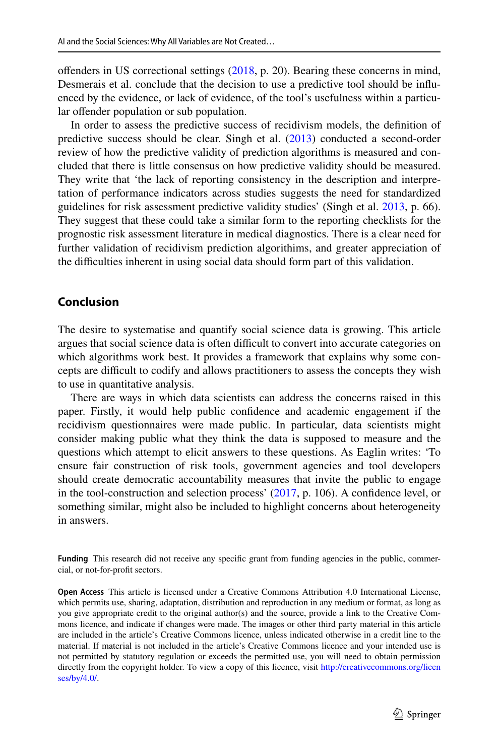offenders in US correctional settings (2018, p. 20). Bearing these concerns in mind, Desmerais et al. conclude that the decision to use a predictive tool should be influenced by the evidence, or lack of evidence, of the tool's usefulness within a particular offender population or sub population.

In order to assess the predictive success of recidivism models, the definition of predictive success should be clear. Singh et al. (2013) conducted a second-order review of how the predictive validity of prediction algorithms is measured and concluded that there is little consensus on how predictive validity should be measured. They write that 'the lack of reporting consistency in the description and interpretation of performance indicators across studies suggests the need for standardized guidelines for risk assessment predictive validity studies' (Singh et al. 2013, p. 66). They suggest that these could take a similar form to the reporting checklists for the prognostic risk assessment literature in medical diagnostics. There is a clear need for further validation of recidivism prediction algorithims, and greater appreciation of the difficulties inherent in using social data should form part of this validation.

## Conclusion

The desire to systematise and quantify social science data is growing. This article argues that social science data is often difficult to convert into accurate categories on which algorithms work best. It provides a framework that explains why some concepts are difficult to codify and allows practitioners to assess the concepts they wish to use in quantitative analysis.

There are ways in which data scientists can address the concerns raised in this paper. Firstly, it would help public confidence and academic engagement if the recidivism questionnaires were made public. In particular, data scientists might consider making public what they think the data is supposed to measure and the questions which attempt to elicit answers to these questions. As Eaglin writes: 'To ensure fair construction of risk tools, government agencies and tool developers should create democratic accountability measures that invite the public to engage in the tool-construction and selection process' (2017, p. 106). A confidence level, or something similar, might also be included to highlight concerns about heterogeneity in answers.

**Funding** This research did not receive any specific grant from funding agencies in the public, commercial, or not-for-profit sectors.

**Open Access** This article is licensed under a Creative Commons Attribution 4.0 International License, which permits use, sharing, adaptation, distribution and reproduction in any medium or format, as long as you give appropriate credit to the original author(s) and the source, provide a link to the Creative Commons licence, and indicate if changes were made. The images or other third party material in this article are included in the article's Creative Commons licence, unless indicated otherwise in a credit line to the material. If material is not included in the article's Creative Commons licence and your intended use is not permitted by statutory regulation or exceeds the permitted use, you will need to obtain permission directly from the copyright holder. To view a copy of this licence, visit http://creativecommons.org/licenses/by/4.0/.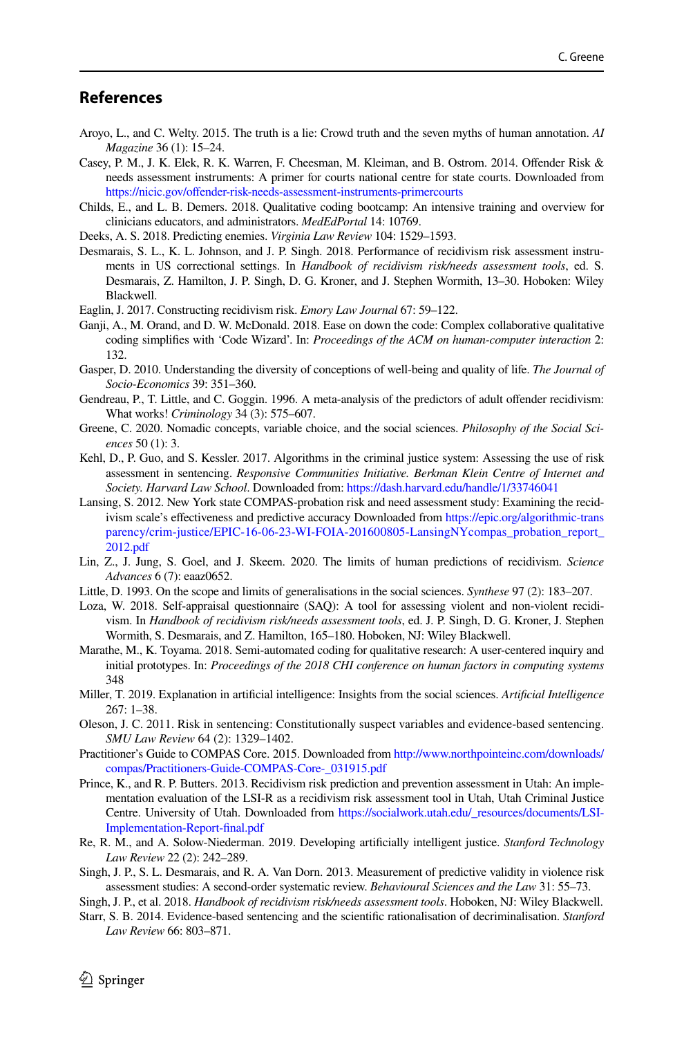## References

Aroyo, L., and C. Welty. 2015. The truth is a lie: Crowd truth and the seven myths of human annotation. *AI Magazine* 36 (1): 15–24.

Casey, P. M., J. K. Elek, R. K. Warren, F. Cheesman, M. Kleiman, and B. Ostrom. 2014. Offender Risk & needs assessment instruments: A primer for courts national centre for state courts. Downloaded from https://nicic.gov/offender-risk-needs-assessment-instruments-primercourts

Childs, E., and L. B. Demers. 2018. Qualitative coding bootcamp: An intensive training and overview for clinicians educators, and administrators. *MedEdPortal* 14: 10769.

Deeks, A. S. 2018. Predicting enemies. *Virginia Law Review* 104: 1529–1593.

Desmarais, S. L., K. L. Johnson, and J. P. Singh. 2018. Performance of recidivism risk assessment instruments in US correctional settings. In *Handbook of recidivism risk/needs assessment tools*, ed. S. Desmarais, Z. Hamilton, J. P. Singh, D. G. Kroner, and J. Stephen Wormith, 13–30. Hoboken: Wiley Blackwell.

Eaglin, J. 2017. Constructing recidivism risk. *Emory Law Journal* 67: 59–122.

Ganji, A., M. Orand, and D. W. McDonald. 2018. Ease on down the code: Complex collaborative qualitative coding simplifies with 'Code Wizard'. In: *Proceedings of the ACM on human-computer interaction* 2: 132.

Gasper, D. 2010. Understanding the diversity of conceptions of well-being and quality of life. *The Journal of Socio-Economics* 39: 351–360.

Gendreau, P., T. Little, and C. Goggin. 1996. A meta-analysis of the predictors of adult offender recidivism: What works! *Criminology* 34 (3): 575–607.

Greene, C. 2020. Nomadic concepts, variable choice, and the social sciences. *Philosophy of the Social Sciences* 50 (1): 3.

Kehl, D., P. Guo, and S. Kessler. 2017. Algorithms in the criminal justice system: Assessing the use of risk assessment in sentencing. *Responsive Communities Initiative. Berkman Klein Centre of Internet and Society. Harvard Law School*. Downloaded from: https://dash.harvard.edu/handle/1/33746041

Lansing, S. 2012. New York state COMPAS-probation risk and need assessment study: Examining the recidivism scale's effectiveness and predictive accuracy Downloaded from https://epic.org/algorithmic-transparency/crim-justice/EPIC-16-06-23-WI-FOIA-201600805-LansingNYcompas_probation_report_2012.pdf

Lin, Z., J. Jung, S. Goel, and J. Skeem. 2020. The limits of human predictions of recidivism. *Science Advances* 6 (7): eaaz0652.

Little, D. 1993. On the scope and limits of generalisations in the social sciences. *Synthese* 97 (2): 183–207.

Loza, W. 2018. Self-appraisal questionnaire (SAQ): A tool for assessing violent and non-violent recidivism. In *Handbook of recidivism risk/needs assessment tools*, ed. J. P. Singh, D. G. Kroner, J. Stephen Wormith, S. Desmarais, and Z. Hamilton, 165–180. Hoboken, NJ: Wiley Blackwell.

Marathe, M., K. Toyama. 2018. Semi-automated coding for qualitative research: A user-centered inquiry and initial prototypes. In: *Proceedings of the 2018 CHI conference on human factors in computing systems* 348

Miller, T. 2019. Explanation in artificial intelligence: Insights from the social sciences. *Artificial Intelligence* 267: 1–38.

Oleson, J. C. 2011. Risk in sentencing: Constitutionally suspect variables and evidence-based sentencing. *SMU Law Review* 64 (2): 1329–1402.

Practitioner's Guide to COMPAS Core. 2015. Downloaded from http://www.northpointeinc.com/downloads/compas/Practitioners-Guide-COMPAS-Core-_031915.pdf

Prince, K., and R. P. Butters. 2013. Recidivism risk prediction and prevention assessment in Utah: An implementation evaluation of the LSI-R as a recidivism risk assessment tool in Utah, Utah Criminal Justice Centre. University of Utah. Downloaded from https://socialwork.utah.edu/_resources/documents/LSI-Implementation-Report-final.pdf

Re, R. M., and A. Solow-Niederman. 2019. Developing artificially intelligent justice. *Stanford Technology Law Review* 22 (2): 242–289.

Singh, J. P., S. L. Desmarais, and R. A. Van Dorn. 2013. Measurement of predictive validity in violence risk assessment studies: A second-order systematic review. *Behavioural Sciences and the Law* 31: 55–73.

Singh, J. P., et al. 2018. *Handbook of recidivism risk/needs assessment tools*. Hoboken, NJ: Wiley Blackwell.

Starr, S. B. 2014. Evidence-based sentencing and the scientific rationalisation of decriminalisation. *Stanford Law Review* 66: 803–871.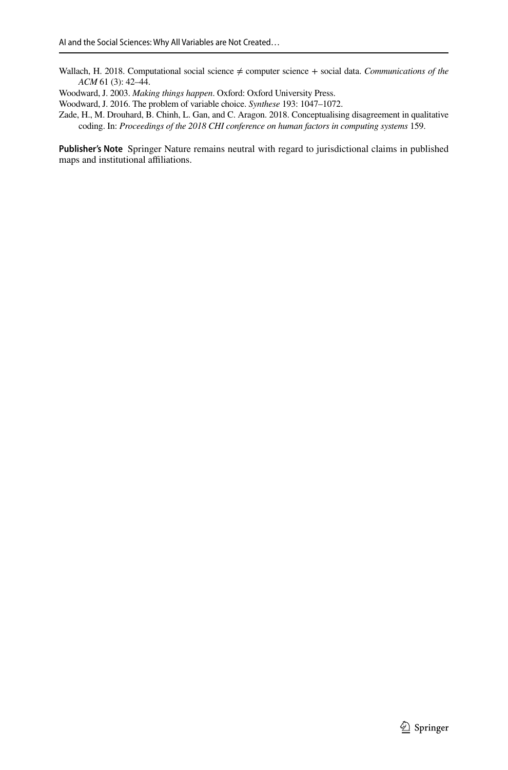Wallach, H. 2018. Computational social science ≠ computer science + social data. *Communications of the ACM* 61 (3): 42–44.

Woodward, J. 2003. *Making things happen*. Oxford: Oxford University Press.

Woodward, J. 2016. The problem of variable choice. *Synthese* 193: 1047–1072.

Zade, H., M. Drouhard, B. Chinh, L. Gan, and C. Aragon. 2018. Conceptualising disagreement in qualitative coding. In: *Proceedings of the 2018 CHI conference on human factors in computing systems* 159.

**Publisher's Note** Springer Nature remains neutral with regard to jurisdictional claims in published maps and institutional affiliations.